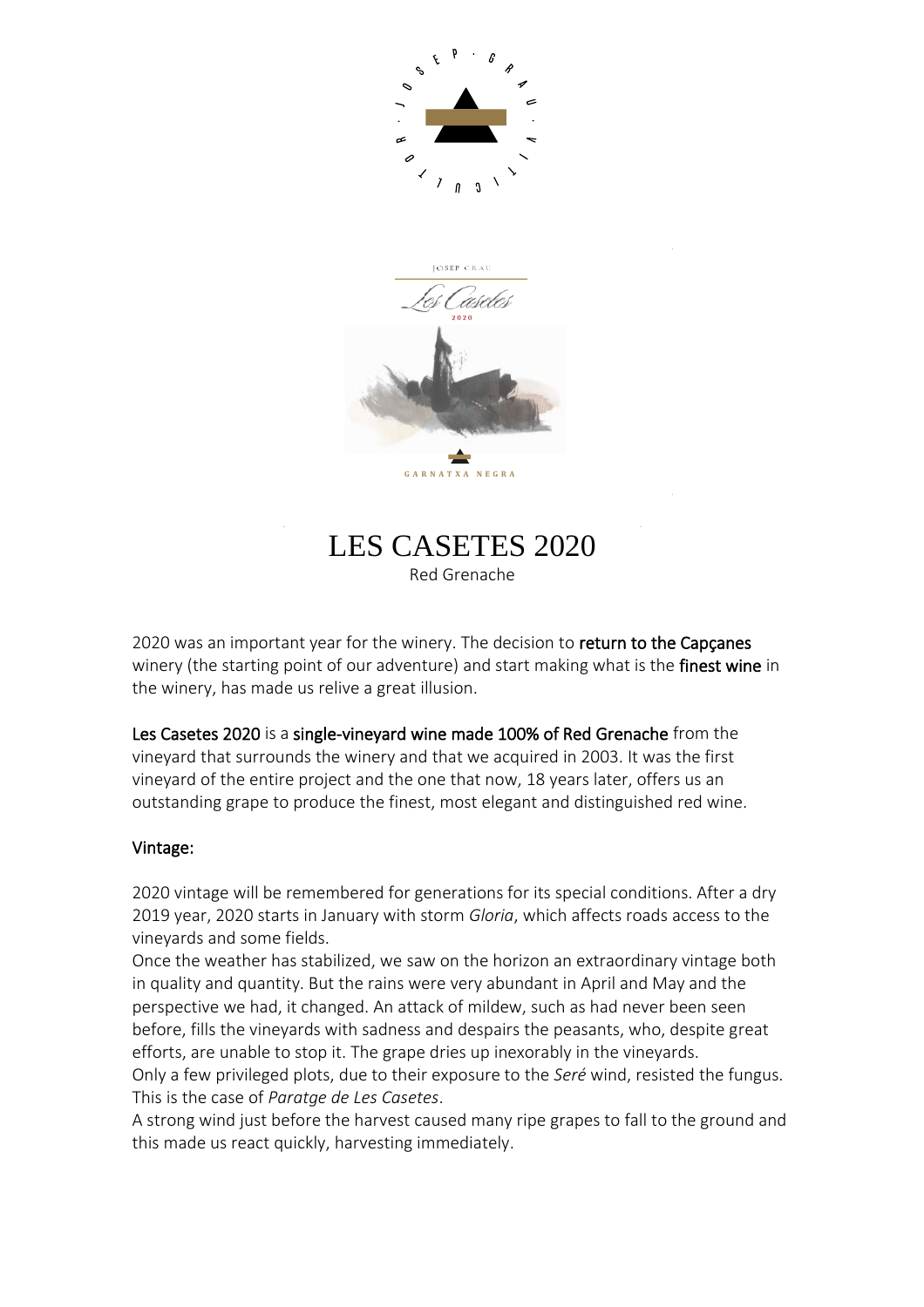# LES CASETES 2020

Red Grenache

2020 was an important year for the winery. The decision to **return to the Capçanes** winery (the starting point of our adventure) and start making what is the **finest wine** in the winery, has made us relive a great illusion.

**Les Casetes 2020** is a **single-vineyard wine made 100% of Red Grenache** from the vineyard that surrounds the winery and that we acquired in 2003. It was the first vineyard of the entire project and the one that now, 18 years later, offers us an outstanding grape to produce the finest, most elegant and distinguished red wine.

## Vintage:

2020 vintage will be remembered for generations for its special conditions. After a dry 2019 year, 2020 starts in January with storm *Gloria*, which affects roads access to the vineyards and some fields.

Once the weather has stabilized, we saw on the horizon an extraordinary vintage both in quality and quantity. But the rains were very abundant in April and May and the perspective we had, it changed. An attack of mildew, such as had never been seen before, fills the vineyards with sadness and despairs the peasants, who, despite great efforts, are unable to stop it. The grape dries up inexorably in the vineyards.

Only a few privileged plots, due to their exposure to the *Seré* wind, resisted the fungus. This is the case of *Paratge de Les Casetes*.

A strong wind just before the harvest caused many ripe grapes to fall to the ground and this made us react quickly, harvesting immediately.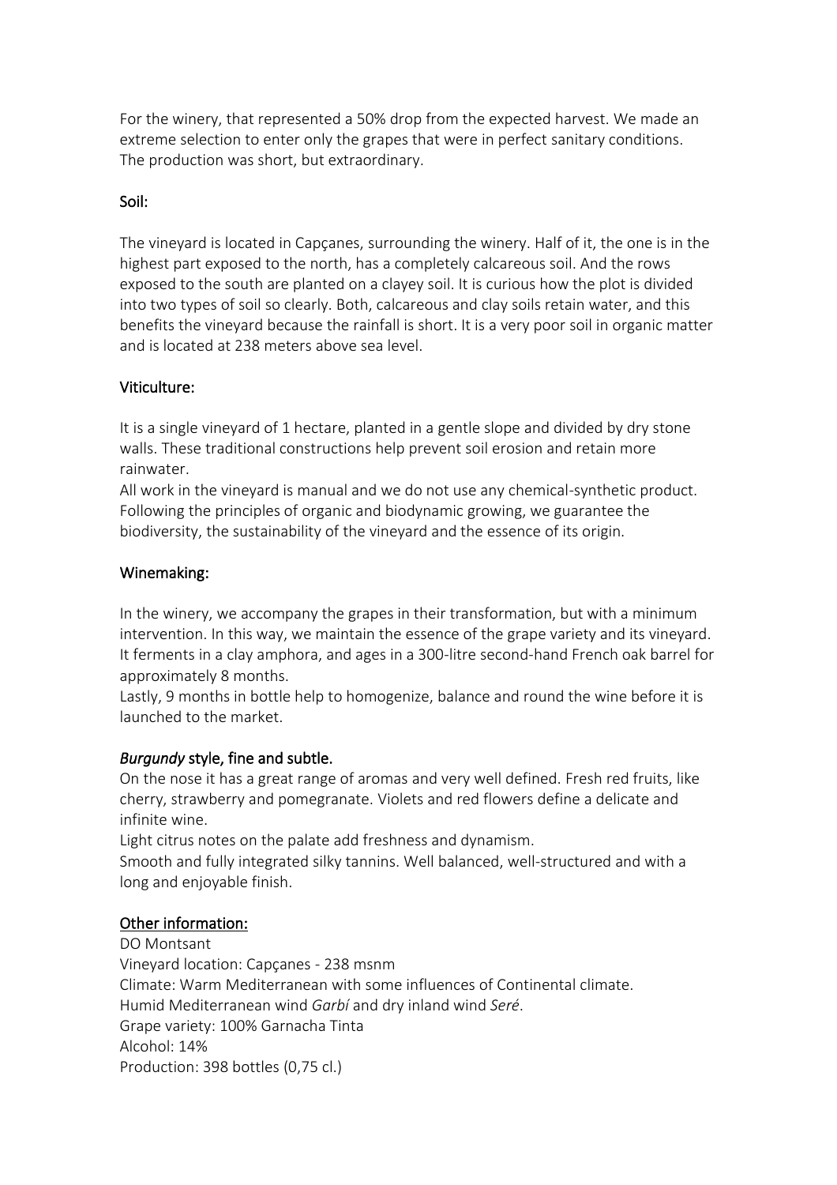For the winery, that represented a 50% drop from the expected harvest. We made an extreme selection to enter only the grapes that were in perfect sanitary conditions. The production was short, but extraordinary.

## Soil:

The vineyard is located in Capçanes, surrounding the winery. Half of it, the one is in the highest part exposed to the north, has a completely calcareous soil. And the rows exposed to the south are planted on a clayey soil. It is curious how the plot is divided into two types of soil so clearly. Both, calcareous and clay soils retain water, and this benefits the vineyard because the rainfall is short. It is a very poor soil in organic matter and is located at 238 meters above sea level.

## Viticulture:

It is a single vineyard of 1 hectare, planted in a gentle slope and divided by dry stone walls. These traditional constructions help prevent soil erosion and retain more rainwater.
All work in the vineyard is manual and we do not use any chemical-synthetic product. Following the principles of organic and biodynamic growing, we guarantee the biodiversity, the sustainability of the vineyard and the essence of its origin.

## Winemaking:

In the winery, we accompany the grapes in their transformation, but with a minimum intervention. In this way, we maintain the essence of the grape variety and its vineyard. It ferments in a clay amphora, and ages in a 300-litre second-hand French oak barrel for approximately 8 months.
Lastly, 9 months in bottle help to homogenize, balance and round the wine before it is launched to the market.

## *Burgundy* style, fine and subtle.

On the nose it has a great range of aromas and very well defined. Fresh red fruits, like cherry, strawberry and pomegranate. Violets and red flowers define a delicate and infinite wine.
Light citrus notes on the palate add freshness and dynamism.
Smooth and fully integrated silky tannins. Well balanced, well-structured and with a long and enjoyable finish.

## Other information:

DO Montsant
Vineyard location: Capçanes - 238 msnm
Climate: Warm Mediterranean with some influences of Continental climate.
Humid Mediterranean wind *Garbí* and dry inland wind *Seré*.
Grape variety: 100% Garnacha Tinta
Alcohol: 14%
Production: 398 bottles (0,75 cl.)